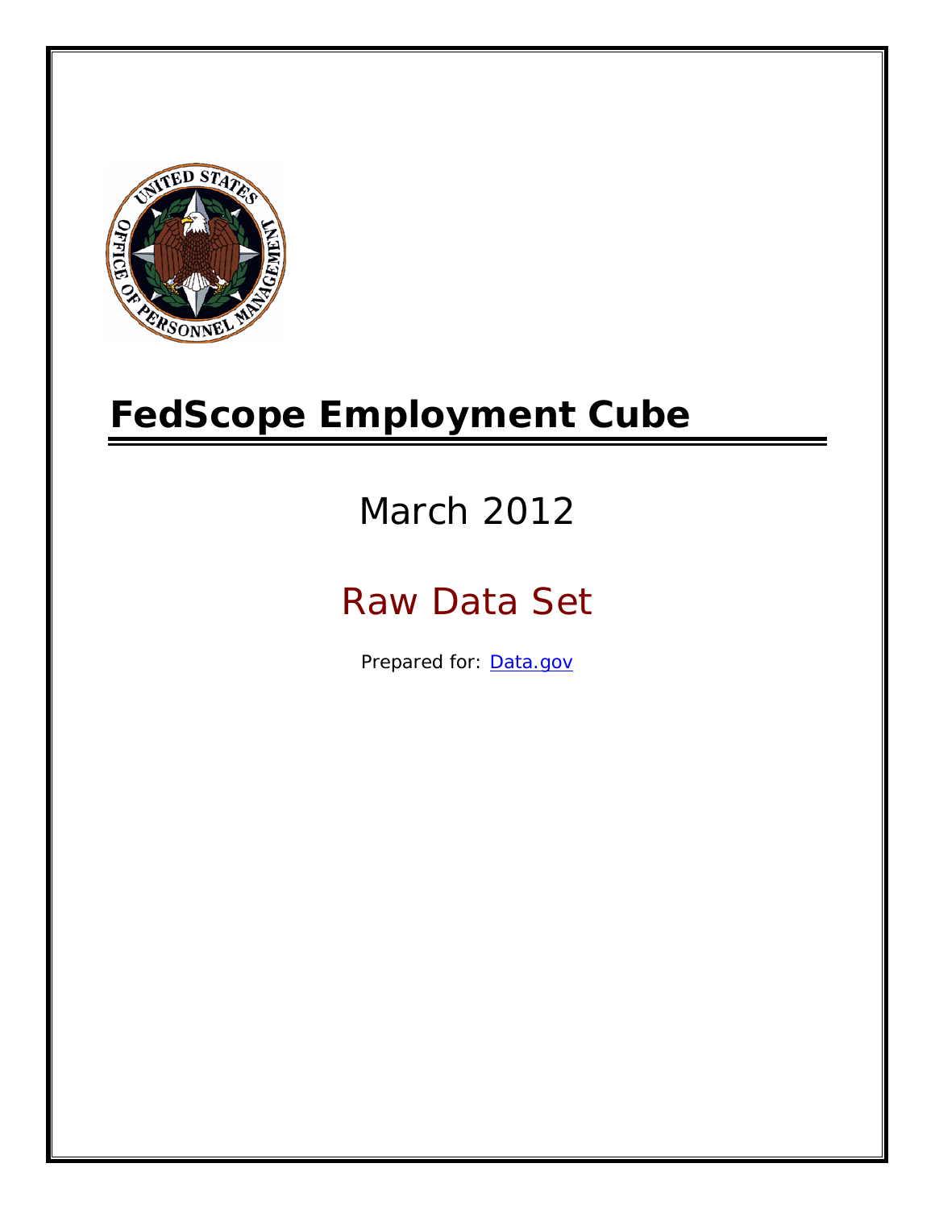# FedScope Employment Cube

March 2012

Raw Data Set

Prepared for: [Data.gov](Data.gov)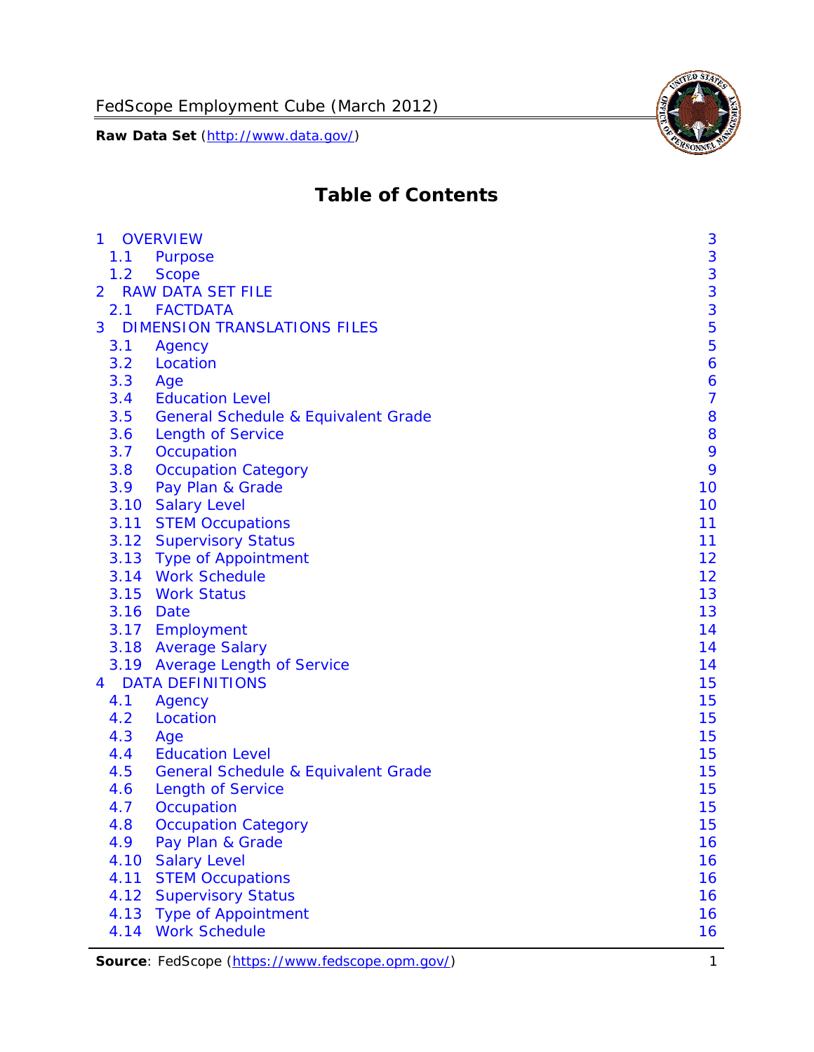# Table of Contents

- 1 OVERVIEW 3
  - 1.1 Purpose 3
  - 1.2 Scope 3
- 2 RAW DATA SET FILE 3
  - 2.1 FACTDATA 3
- 3 DIMENSION TRANSLATIONS FILES 5
  - 3.1 Agency 5
  - 3.2 Location 6
  - 3.3 Age 6
  - 3.4 Education Level 7
  - 3.5 General Schedule & Equivalent Grade 8
  - 3.6 Length of Service 8
  - 3.7 Occupation 9
  - 3.8 Occupation Category 9
  - 3.9 Pay Plan & Grade 10
  - 3.10 Salary Level 10
  - 3.11 STEM Occupations 11
  - 3.12 Supervisory Status 11
  - 3.13 Type of Appointment 12
  - 3.14 Work Schedule 12
  - 3.15 Work Status 13
  - 3.16 Date 13
  - 3.17 Employment 14
  - 3.18 Average Salary 14
  - 3.19 Average Length of Service 14
- 4 DATA DEFINITIONS 15
  - 4.1 Agency 15
  - 4.2 Location 15
  - 4.3 Age 15
  - 4.4 Education Level 15
  - 4.5 General Schedule & Equivalent Grade 15
  - 4.6 Length of Service 15
  - 4.7 Occupation 15
  - 4.8 Occupation Category 15
  - 4.9 Pay Plan & Grade 16
  - 4.10 Salary Level 16
  - 4.11 STEM Occupations 16
  - 4.12 Supervisory Status 16
  - 4.13 Type of Appointment 16
  - 4.14 Work Schedule 16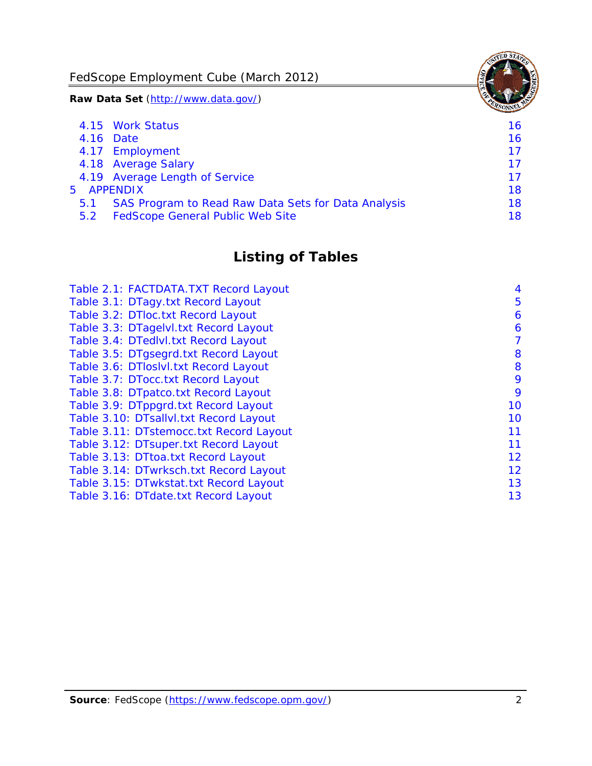4.15 Work Status 16
4.16 Date 16
4.17 Employment 17
4.18 Average Salary 17
4.19 Average Length of Service 17
5 APPENDIX 18
5.1 SAS Program to Read Raw Data Sets for Data Analysis 18
5.2 FedScope General Public Web Site 18

## Listing of Tables

Table 2.1: FACTDATA.TXT Record Layout 4
Table 3.1: DTagy.txt Record Layout 5
Table 3.2: DTloc.txt Record Layout 6
Table 3.3: DTagelvl.txt Record Layout 6
Table 3.4: DTedlvl.txt Record Layout 7
Table 3.5: DTgsegrd.txt Record Layout 8
Table 3.6: DTloslvl.txt Record Layout 8
Table 3.7: DTocc.txt Record Layout 9
Table 3.8: DTpatco.txt Record Layout 9
Table 3.9: DTppgrd.txt Record Layout 10
Table 3.10: DTsallvl.txt Record Layout 10
Table 3.11: DTstemocc.txt Record Layout 11
Table 3.12: DTsuper.txt Record Layout 11
Table 3.13: DTtoa.txt Record Layout 12
Table 3.14: DTwrksch.txt Record Layout 12
Table 3.15: DTwkstat.txt Record Layout 13
Table 3.16: DTdate.txt Record Layout 13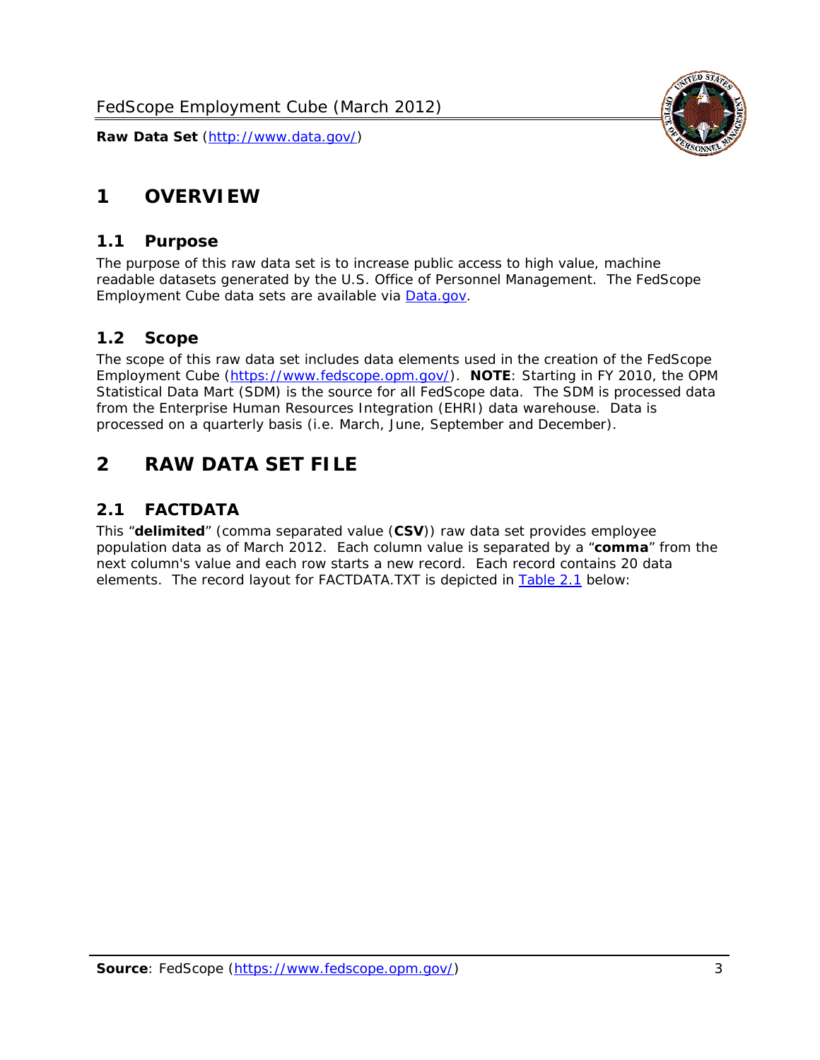# 1 OVERVIEW

## 1.1 Purpose

The purpose of this raw data set is to increase public access to high value, machine readable datasets generated by the U.S. Office of Personnel Management. The FedScope Employment Cube data sets are available via [Data.gov](http://www.data.gov/).

## 1.2 Scope

The scope of this raw data set includes data elements used in the creation of the FedScope Employment Cube ([https://www.fedscope.opm.gov/](https://www.fedscope.opm.gov/)). **NOTE**: Starting in FY 2010, the OPM Statistical Data Mart (SDM) is the source for all FedScope data. The SDM is processed data from the Enterprise Human Resources Integration (EHRI) data warehouse. Data is processed on a quarterly basis (i.e. March, June, September and December).

# 2 RAW DATA SET FILE

## 2.1 FACTDATA

This "**delimited**" (comma separated value (**CSV**)) raw data set provides employee population data as of March 2012. Each column value is separated by a "**comma**" from the next column's value and each row starts a new record. Each record contains 20 data elements. The record layout for FACTDATA.TXT is depicted in Table 2.1 below: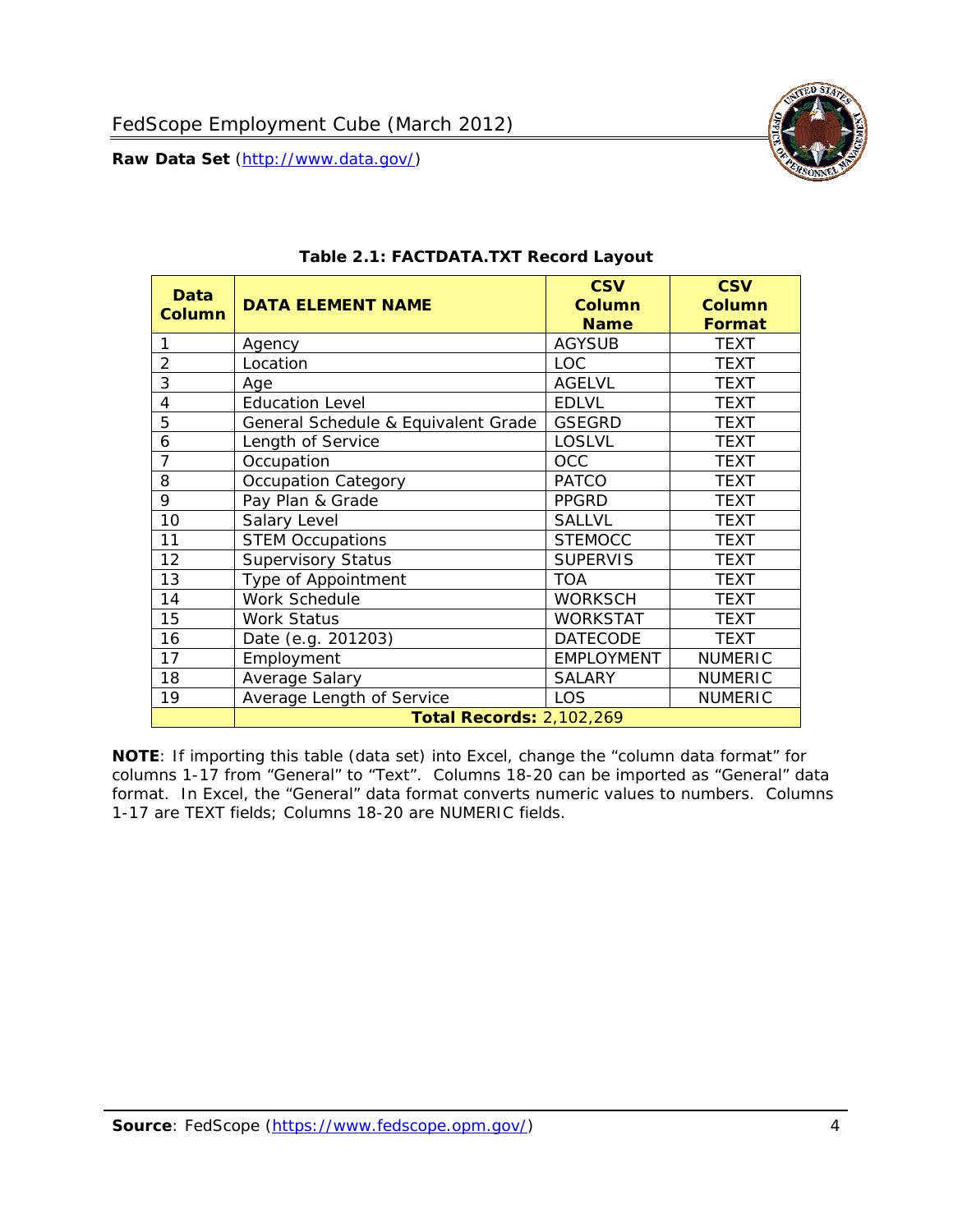**Table 2.1: FACTDATA.TXT Record Layout**

| Data Column | DATA ELEMENT NAME | CSV Column Name | CSV Column Format |
|---|---|---|---|
| 1 | Agency | AGYSUB | TEXT |
| 2 | Location | LOC | TEXT |
| 3 | Age | AGELVL | TEXT |
| 4 | Education Level | EDLVL | TEXT |
| 5 | General Schedule & Equivalent Grade | GSEGRD | TEXT |
| 6 | Length of Service | LOSLVL | TEXT |
| 7 | Occupation | OCC | TEXT |
| 8 | Occupation Category | PATCO | TEXT |
| 9 | Pay Plan & Grade | PPGRD | TEXT |
| 10 | Salary Level | SALLVL | TEXT |
| 11 | STEM Occupations | STEMOCC | TEXT |
| 12 | Supervisory Status | SUPERVIS | TEXT |
| 13 | Type of Appointment | TOA | TEXT |
| 14 | Work Schedule | WORKSCH | TEXT |
| 15 | Work Status | WORKSTAT | TEXT |
| 16 | Date (e.g. 201203) | DATECODE | TEXT |
| 17 | Employment | EMPLOYMENT | NUMERIC |
| 18 | Average Salary | SALARY | NUMERIC |
| 19 | Average Length of Service | LOS | NUMERIC |
| | **Total Records: 2,102,269** | | |

**NOTE**: If importing this table (data set) into Excel, change the "column data format" for columns 1-17 from "General" to "Text". Columns 18-20 can be imported as "General" data format. In Excel, the "General" data format converts numeric values to numbers. Columns 1-17 are TEXT fields; Columns 18-20 are NUMERIC fields.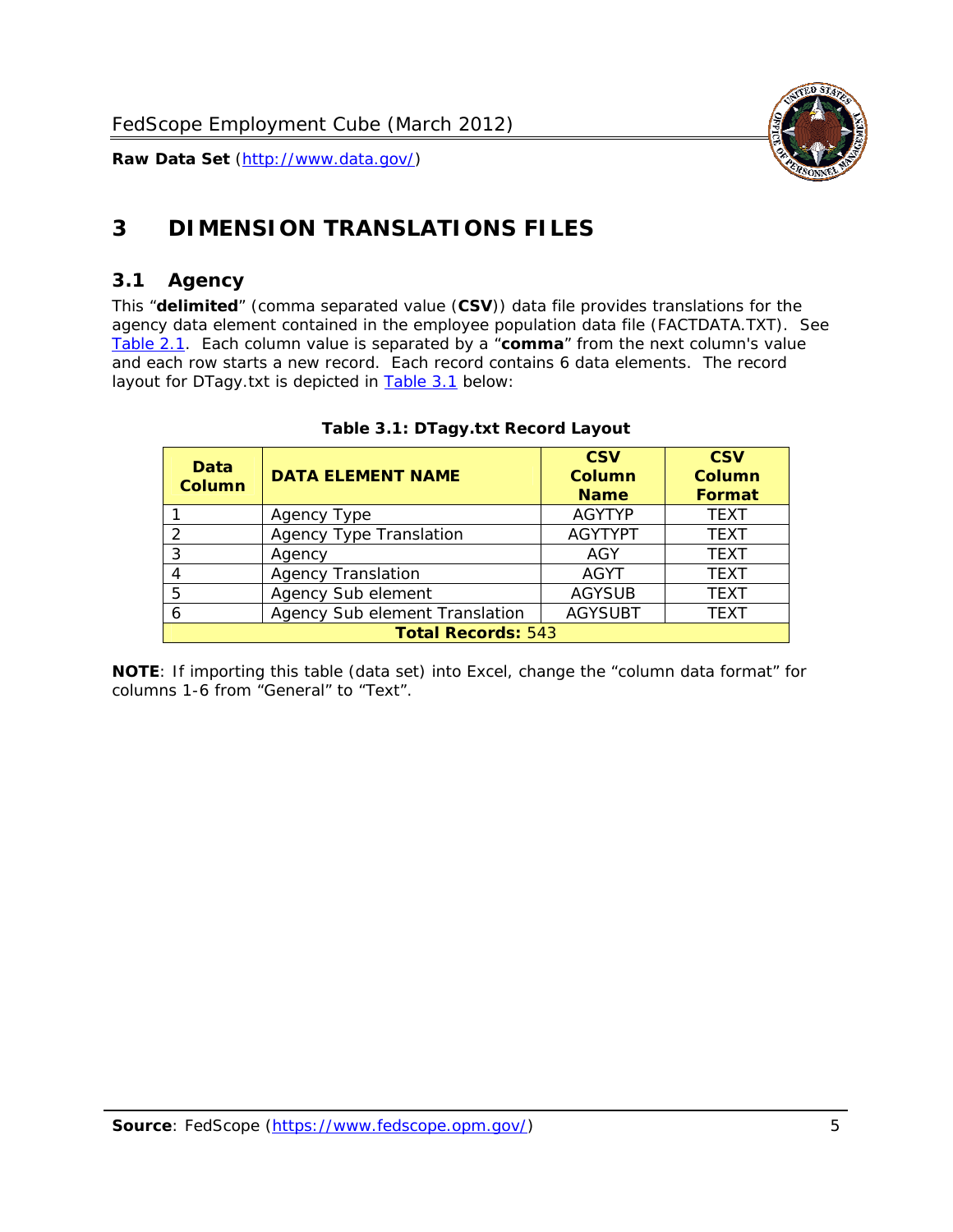# 3 DIMENSION TRANSLATIONS FILES

## 3.1 Agency

This “**delimited**” (comma separated value (**CSV**)) data file provides translations for the agency data element contained in the employee population data file (FACTDATA.TXT). See Table 2.1. Each column value is separated by a “**comma**” from the next column's value and each row starts a new record. Each record contains 6 data elements. The record layout for DTagy.txt is depicted in Table 3.1 below:

**Table 3.1: DTagy.txt Record Layout**

| Data Column | DATA ELEMENT NAME | CSV Column Name | CSV Column Format |
|---|---|---|---|
| 1 | Agency Type | AGYTYP | TEXT |
| 2 | Agency Type Translation | AGYTYPT | TEXT |
| 3 | Agency | AGY | TEXT |
| 4 | Agency Translation | AGYT | TEXT |
| 5 | Agency Sub element | AGYSUB | TEXT |
| 6 | Agency Sub element Translation | AGYSUBT | TEXT |
| **Total Records:** 543 | | | |

**NOTE**: If importing this table (data set) into Excel, change the “column data format” for columns 1-6 from “General” to “Text”.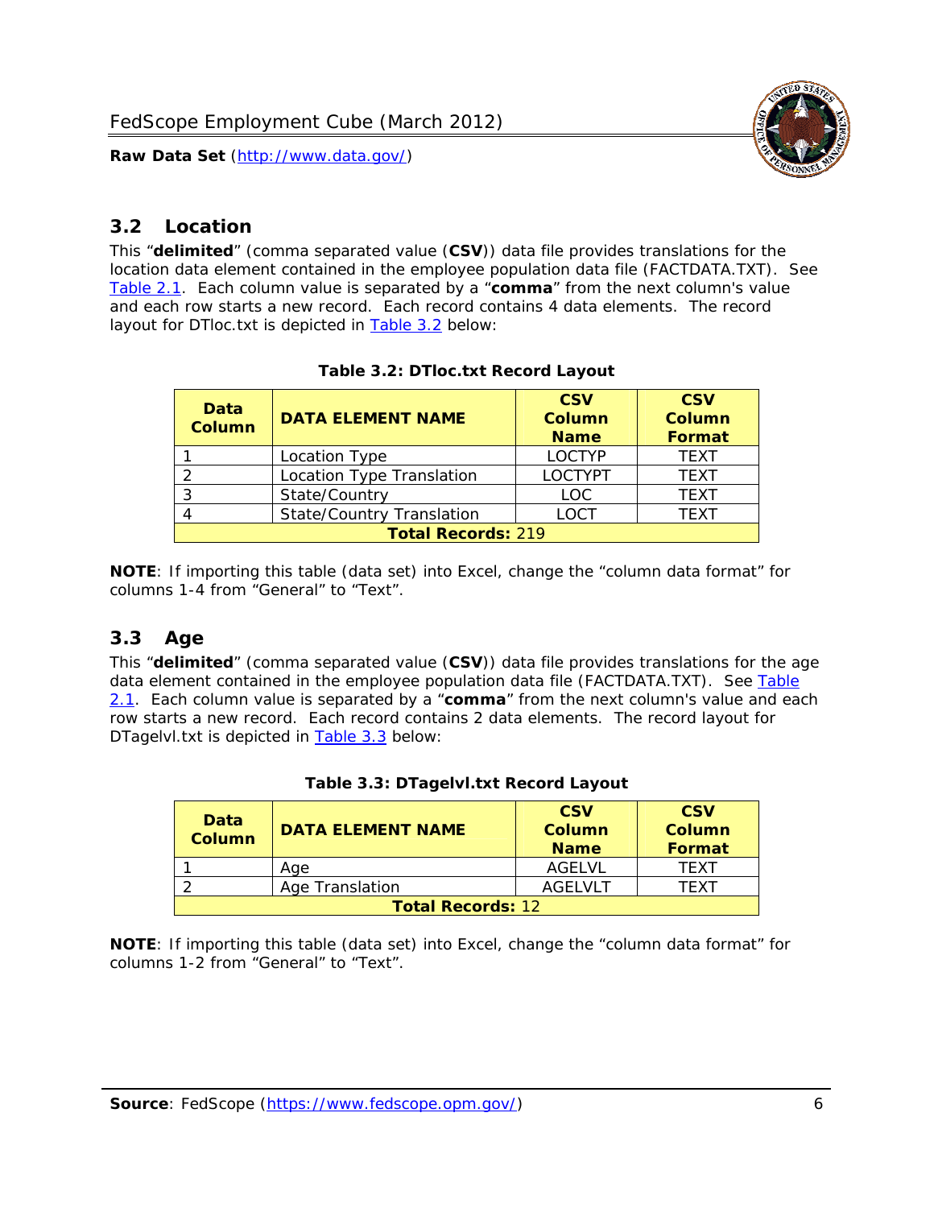## 3.2 Location

This "**delimited**" (comma separated value (**CSV**)) data file provides translations for the location data element contained in the employee population data file (FACTDATA.TXT). See Table 2.1. Each column value is separated by a "**comma**" from the next column's value and each row starts a new record. Each record contains 4 data elements. The record layout for DTloc.txt is depicted in Table 3.2 below:

**Table 3.2: DTloc.txt Record Layout**

| Data Column | DATA ELEMENT NAME | CSV Column Name | CSV Column Format |
|---|---|---|---|
| 1 | Location Type | LOCTYP | TEXT |
| 2 | Location Type Translation | LOCTYPT | TEXT |
| 3 | State/Country | LOC | TEXT |
| 4 | State/Country Translation | LOCT | TEXT |
| **Total Records:** 219 | | | |

**NOTE**: If importing this table (data set) into Excel, change the "column data format" for columns 1-4 from "General" to "Text".

## 3.3 Age

This "**delimited**" (comma separated value (**CSV**)) data file provides translations for the age data element contained in the employee population data file (FACTDATA.TXT). See Table 2.1. Each column value is separated by a "**comma**" from the next column's value and each row starts a new record. Each record contains 2 data elements. The record layout for DTagelvl.txt is depicted in Table 3.3 below:

**Table 3.3: DTagelvl.txt Record Layout**

| Data Column | DATA ELEMENT NAME | CSV Column Name | CSV Column Format |
|---|---|---|---|
| 1 | Age | AGELVL | TEXT |
| 2 | Age Translation | AGELVLT | TEXT |
| **Total Records:** 12 | | | |

**NOTE**: If importing this table (data set) into Excel, change the "column data format" for columns 1-2 from "General" to "Text".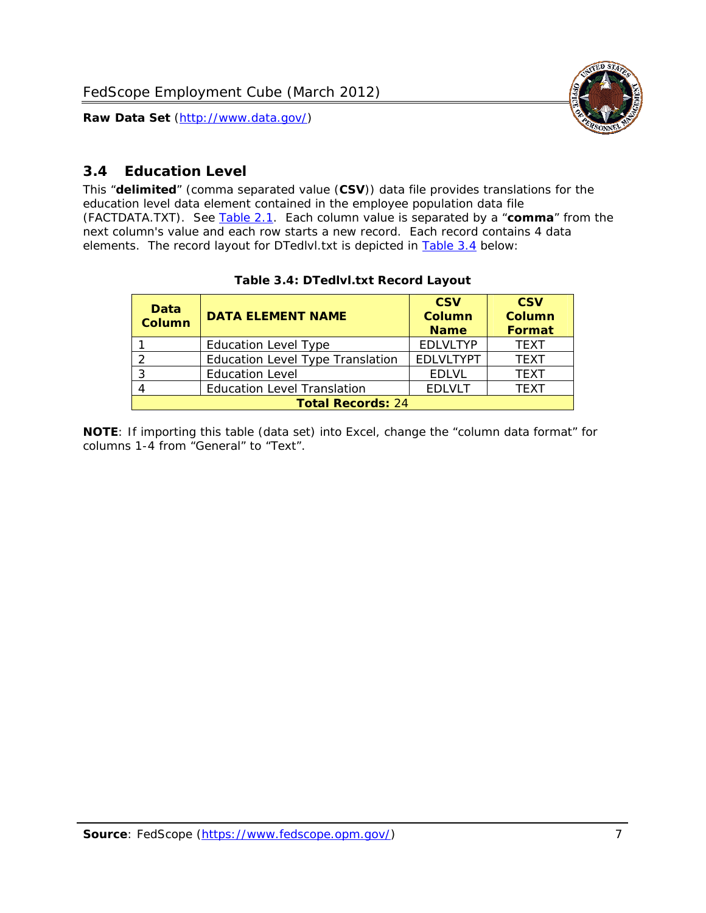## 3.4 Education Level

This "**delimited**" (comma separated value (**CSV**)) data file provides translations for the education level data element contained in the employee population data file (FACTDATA.TXT). See Table 2.1. Each column value is separated by a "**comma**" from the next column's value and each row starts a new record. Each record contains 4 data elements. The record layout for DTedlvl.txt is depicted in Table 3.4 below:

**Table 3.4: DTedlvl.txt Record Layout**

| Data Column | DATA ELEMENT NAME | CSV Column Name | CSV Column Format |
|---|---|---|---|
| 1 | Education Level Type | EDLVLTYP | TEXT |
| 2 | Education Level Type Translation | EDLVLTYPT | TEXT |
| 3 | Education Level | EDLVL | TEXT |
| 4 | Education Level Translation | EDLVLT | TEXT |
| **Total Records:** 24 | | | |

**NOTE**: If importing this table (data set) into Excel, change the "column data format" for columns 1-4 from "General" to "Text".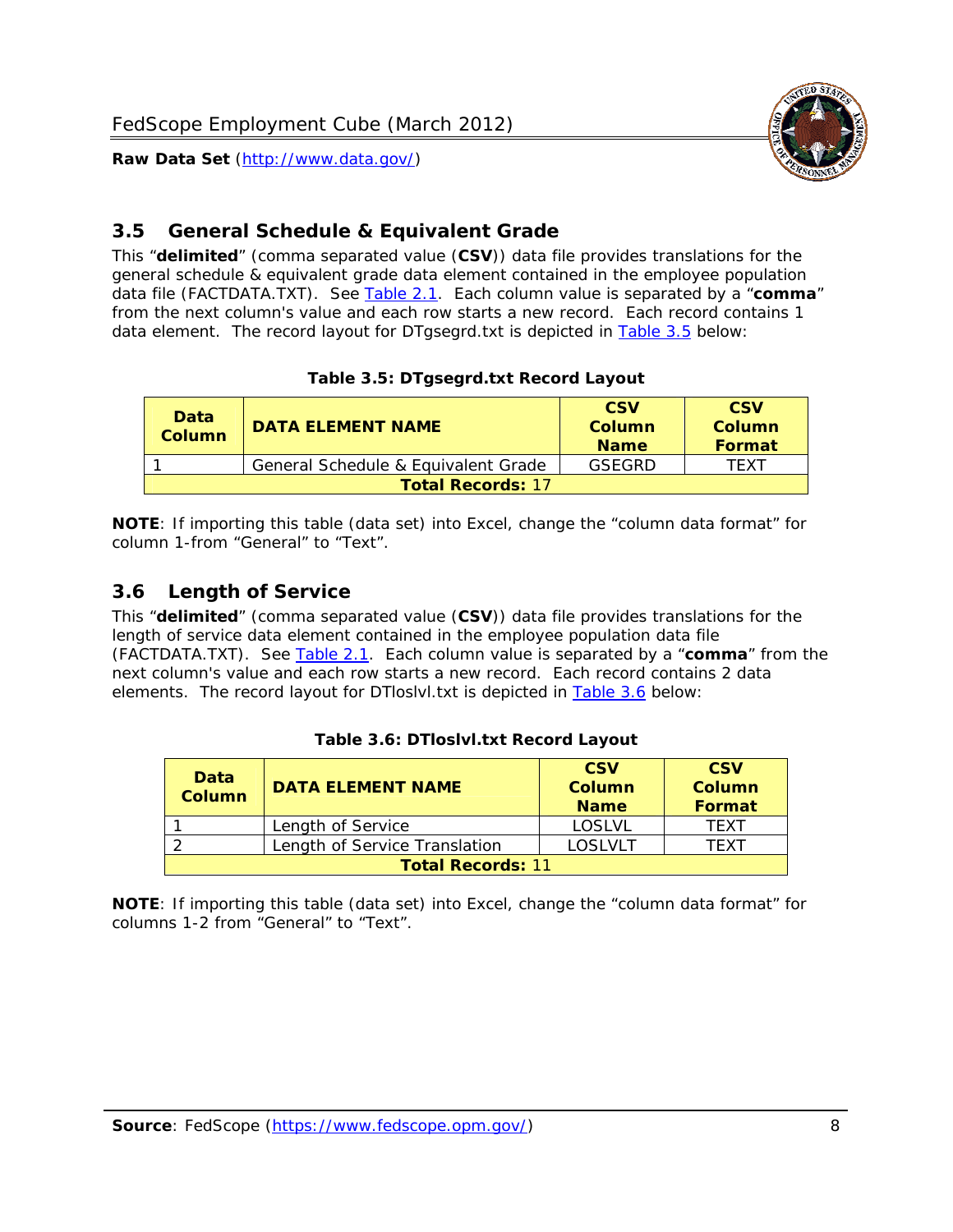## 3.5 General Schedule & Equivalent Grade

This "**delimited**" (comma separated value (**CSV**)) data file provides translations for the general schedule & equivalent grade data element contained in the employee population data file (FACTDATA.TXT). See Table 2.1. Each column value is separated by a "**comma**" from the next column's value and each row starts a new record. Each record contains 1 data element. The record layout for DTgsegrd.txt is depicted in Table 3.5 below:

**Table 3.5: DTgsegrd.txt Record Layout**

| Data Column | DATA ELEMENT NAME | CSV Column Name | CSV Column Format |
|---|---|---|---|
| 1 | General Schedule & Equivalent Grade | GSEGRD | TEXT |
| **Total Records:** 17 | | | |

**NOTE**: If importing this table (data set) into Excel, change the "column data format" for column 1-from "General" to "Text".

## 3.6 Length of Service

This "**delimited**" (comma separated value (**CSV**)) data file provides translations for the length of service data element contained in the employee population data file (FACTDATA.TXT). See Table 2.1. Each column value is separated by a "**comma**" from the next column's value and each row starts a new record. Each record contains 2 data elements. The record layout for DTloslvl.txt is depicted in Table 3.6 below:

**Table 3.6: DTloslvl.txt Record Layout**

| Data Column | DATA ELEMENT NAME | CSV Column Name | CSV Column Format |
|---|---|---|---|
| 1 | Length of Service | LOSLVL | TEXT |
| 2 | Length of Service Translation | LOSLVLT | TEXT |
| **Total Records:** 11 | | | |

**NOTE**: If importing this table (data set) into Excel, change the "column data format" for columns 1-2 from "General" to "Text".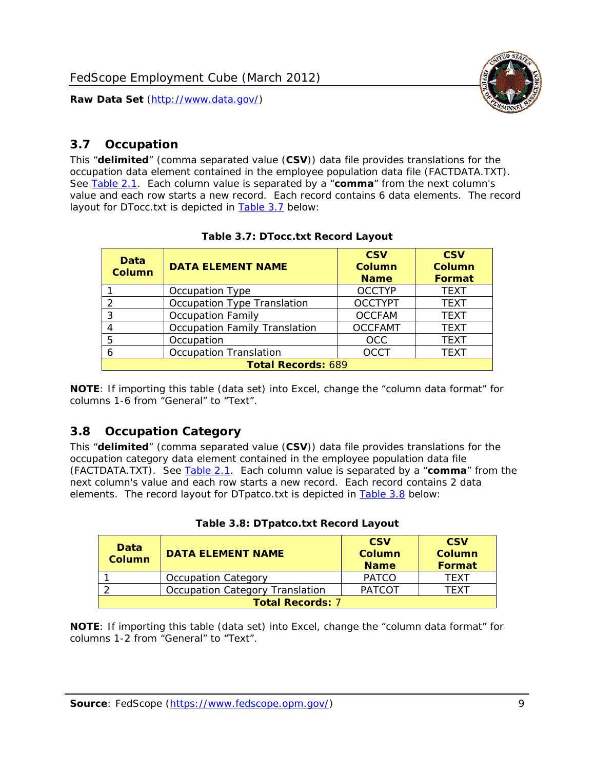## 3.7 Occupation

This "**delimited**" (comma separated value (**CSV**)) data file provides translations for the occupation data element contained in the employee population data file (FACTDATA.TXT). See Table 2.1. Each column value is separated by a "**comma**" from the next column's value and each row starts a new record. Each record contains 6 data elements. The record layout for DTocc.txt is depicted in Table 3.7 below:

**Table 3.7: DTocc.txt Record Layout**

| Data Column | DATA ELEMENT NAME | CSV Column Name | CSV Column Format |
|---|---|---|---|
| 1 | Occupation Type | OCCTYP | TEXT |
| 2 | Occupation Type Translation | OCCTYPT | TEXT |
| 3 | Occupation Family | OCCFAM | TEXT |
| 4 | Occupation Family Translation | OCCFAMT | TEXT |
| 5 | Occupation | OCC | TEXT |
| 6 | Occupation Translation | OCCT | TEXT |
| **Total Records:** 689 | | | |

**NOTE**: If importing this table (data set) into Excel, change the "column data format" for columns 1-6 from "General" to "Text".

## 3.8 Occupation Category

This "**delimited**" (comma separated value (**CSV**)) data file provides translations for the occupation category data element contained in the employee population data file (FACTDATA.TXT). See Table 2.1. Each column value is separated by a "**comma**" from the next column's value and each row starts a new record. Each record contains 2 data elements. The record layout for DTpatco.txt is depicted in Table 3.8 below:

**Table 3.8: DTpatco.txt Record Layout**

| Data Column | DATA ELEMENT NAME | CSV Column Name | CSV Column Format |
|---|---|---|---|
| 1 | Occupation Category | PATCO | TEXT |
| 2 | Occupation Category Translation | PATCOT | TEXT |
| **Total Records:** 7 | | | |

**NOTE**: If importing this table (data set) into Excel, change the "column data format" for columns 1-2 from "General" to "Text".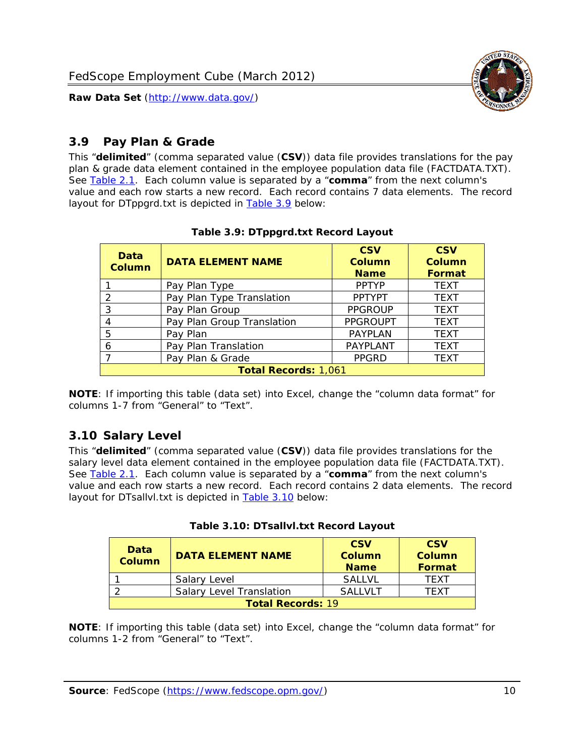## 3.9 Pay Plan & Grade

This "**delimited**" (comma separated value (**CSV**)) data file provides translations for the pay plan & grade data element contained in the employee population data file (FACTDATA.TXT). See Table 2.1. Each column value is separated by a "**comma**" from the next column's value and each row starts a new record. Each record contains 7 data elements. The record layout for DTppgrd.txt is depicted in Table 3.9 below:

**Table 3.9: DTppgrd.txt Record Layout**

| Data Column | DATA ELEMENT NAME | CSV Column Name | CSV Column Format |
|---|---|---|---|
| 1 | Pay Plan Type | PPTYP | TEXT |
| 2 | Pay Plan Type Translation | PPTYPT | TEXT |
| 3 | Pay Plan Group | PPGROUP | TEXT |
| 4 | Pay Plan Group Translation | PPGROUPT | TEXT |
| 5 | Pay Plan | PAYPLAN | TEXT |
| 6 | Pay Plan Translation | PAYPLANT | TEXT |
| 7 | Pay Plan & Grade | PPGRD | TEXT |
| **Total Records:** 1,061 | | | |

**NOTE**: If importing this table (data set) into Excel, change the "column data format" for columns 1-7 from "General" to "Text".

## 3.10 Salary Level

This "**delimited**" (comma separated value (**CSV**)) data file provides translations for the salary level data element contained in the employee population data file (FACTDATA.TXT). See Table 2.1. Each column value is separated by a "**comma**" from the next column's value and each row starts a new record. Each record contains 2 data elements. The record layout for DTsallvl.txt is depicted in Table 3.10 below:

**Table 3.10: DTsallvl.txt Record Layout**

| Data Column | DATA ELEMENT NAME | CSV Column Name | CSV Column Format |
|---|---|---|---|
| 1 | Salary Level | SALLVL | TEXT |
| 2 | Salary Level Translation | SALLVLT | TEXT |
| **Total Records:** 19 | | | |

**NOTE**: If importing this table (data set) into Excel, change the "column data format" for columns 1-2 from "General" to "Text".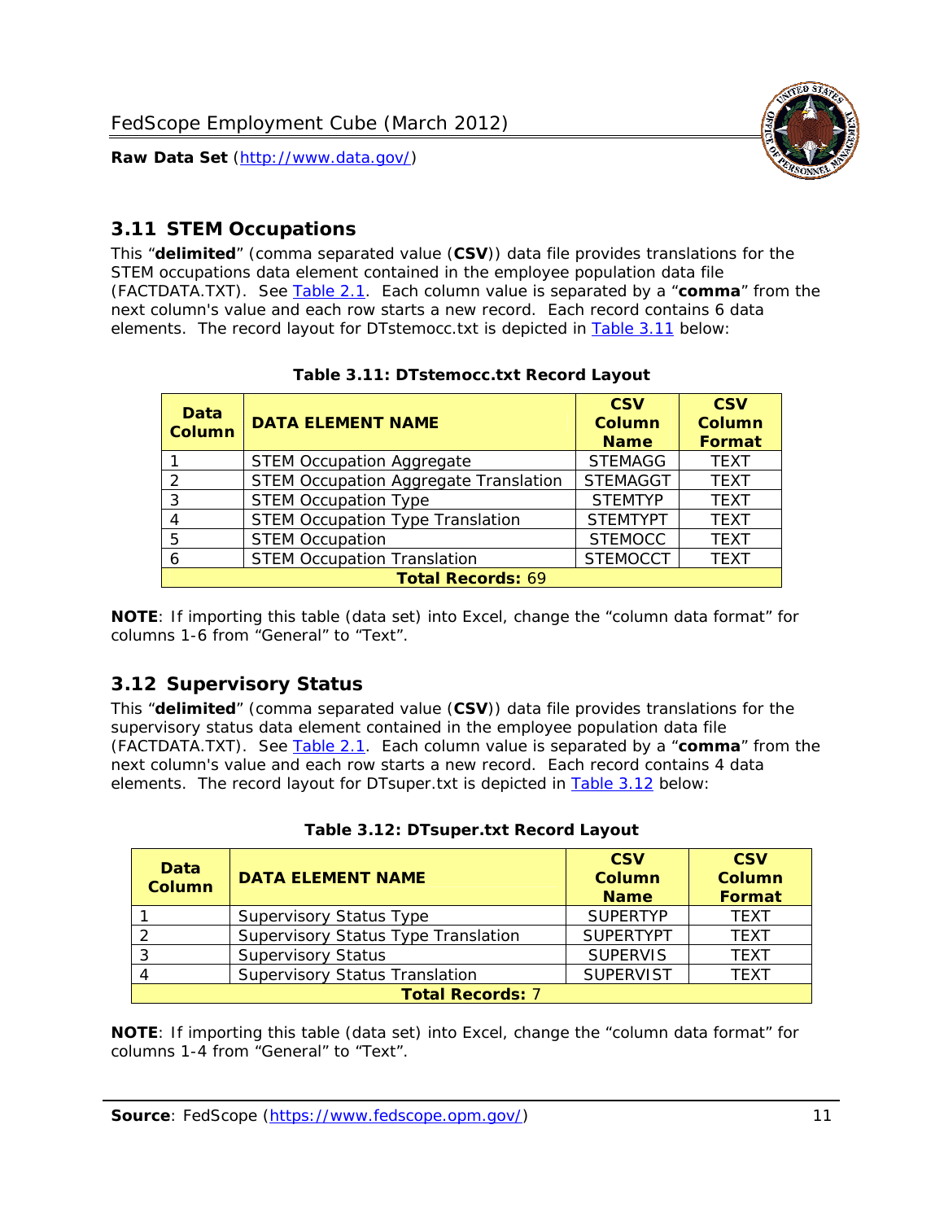## 3.11 STEM Occupations

This "**delimited**" (comma separated value (**CSV**)) data file provides translations for the STEM occupations data element contained in the employee population data file (FACTDATA.TXT). See Table 2.1. Each column value is separated by a "**comma**" from the next column's value and each row starts a new record. Each record contains 6 data elements. The record layout for DTstemocc.txt is depicted in Table 3.11 below:

**Table 3.11: DTstemocc.txt Record Layout**

| Data Column | DATA ELEMENT NAME | CSV Column Name | CSV Column Format |
|---|---|---|---|
| 1 | STEM Occupation Aggregate | STEMAGG | TEXT |
| 2 | STEM Occupation Aggregate Translation | STEMAGGT | TEXT |
| 3 | STEM Occupation Type | STEMTYP | TEXT |
| 4 | STEM Occupation Type Translation | STEMTYPT | TEXT |
| 5 | STEM Occupation | STEMOCC | TEXT |
| 6 | STEM Occupation Translation | STEMOCCT | TEXT |
| **Total Records: 69** | | | |

**NOTE**: If importing this table (data set) into Excel, change the "column data format" for columns 1-6 from "General" to "Text".

## 3.12 Supervisory Status

This "**delimited**" (comma separated value (**CSV**)) data file provides translations for the supervisory status data element contained in the employee population data file (FACTDATA.TXT). See Table 2.1. Each column value is separated by a "**comma**" from the next column's value and each row starts a new record. Each record contains 4 data elements. The record layout for DTsuper.txt is depicted in Table 3.12 below:

**Table 3.12: DTsuper.txt Record Layout**

| Data Column | DATA ELEMENT NAME | CSV Column Name | CSV Column Format |
|---|---|---|---|
| 1 | Supervisory Status Type | SUPERTYP | TEXT |
| 2 | Supervisory Status Type Translation | SUPERTYPT | TEXT |
| 3 | Supervisory Status | SUPERVIS | TEXT |
| 4 | Supervisory Status Translation | SUPERVIST | TEXT |
| **Total Records: 7** | | | |

**NOTE**: If importing this table (data set) into Excel, change the "column data format" for columns 1-4 from "General" to "Text".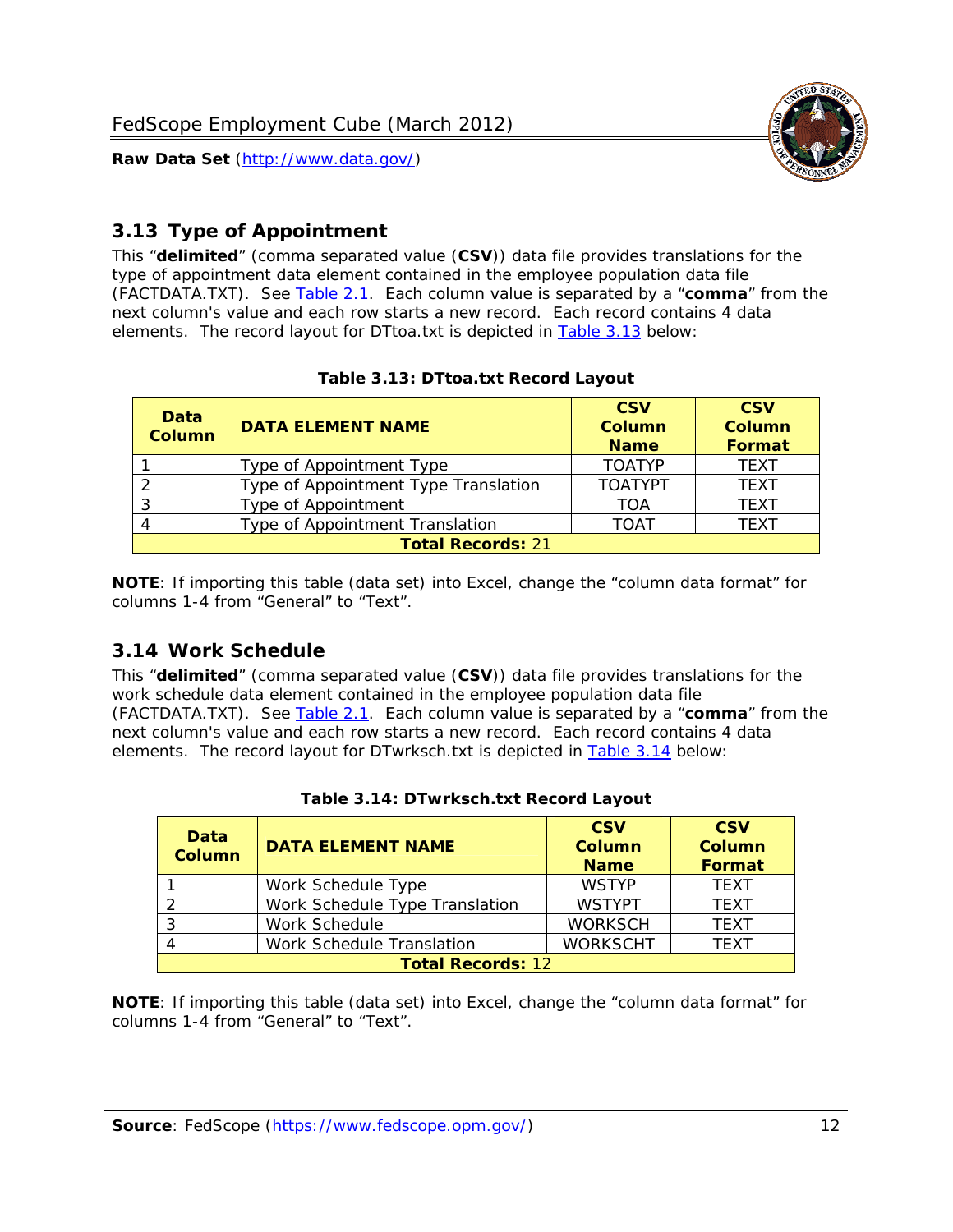## 3.13 Type of Appointment

This "**delimited**" (comma separated value (**CSV**)) data file provides translations for the type of appointment data element contained in the employee population data file (FACTDATA.TXT). See Table 2.1. Each column value is separated by a "**comma**" from the next column's value and each row starts a new record. Each record contains 4 data elements. The record layout for DTtoa.txt is depicted in Table 3.13 below:

**Table 3.13: DTtoa.txt Record Layout**

| Data Column | DATA ELEMENT NAME | CSV Column Name | CSV Column Format |
|---|---|---|---|
| 1 | Type of Appointment Type | TOATYP | TEXT |
| 2 | Type of Appointment Type Translation | TOATYPT | TEXT |
| 3 | Type of Appointment | TOA | TEXT |
| 4 | Type of Appointment Translation | TOAT | TEXT |
| **Total Records:** 21 | | | |

**NOTE**: If importing this table (data set) into Excel, change the "column data format" for columns 1-4 from "General" to "Text".

## 3.14 Work Schedule

This "**delimited**" (comma separated value (**CSV**)) data file provides translations for the work schedule data element contained in the employee population data file (FACTDATA.TXT). See Table 2.1. Each column value is separated by a "**comma**" from the next column's value and each row starts a new record. Each record contains 4 data elements. The record layout for DTwrksch.txt is depicted in Table 3.14 below:

**Table 3.14: DTwrksch.txt Record Layout**

| Data Column | DATA ELEMENT NAME | CSV Column Name | CSV Column Format |
|---|---|---|---|
| 1 | Work Schedule Type | WSTYP | TEXT |
| 2 | Work Schedule Type Translation | WSTYPT | TEXT |
| 3 | Work Schedule | WORKSCH | TEXT |
| 4 | Work Schedule Translation | WORKSCHT | TEXT |
| **Total Records:** 12 | | | |

**NOTE**: If importing this table (data set) into Excel, change the "column data format" for columns 1-4 from "General" to "Text".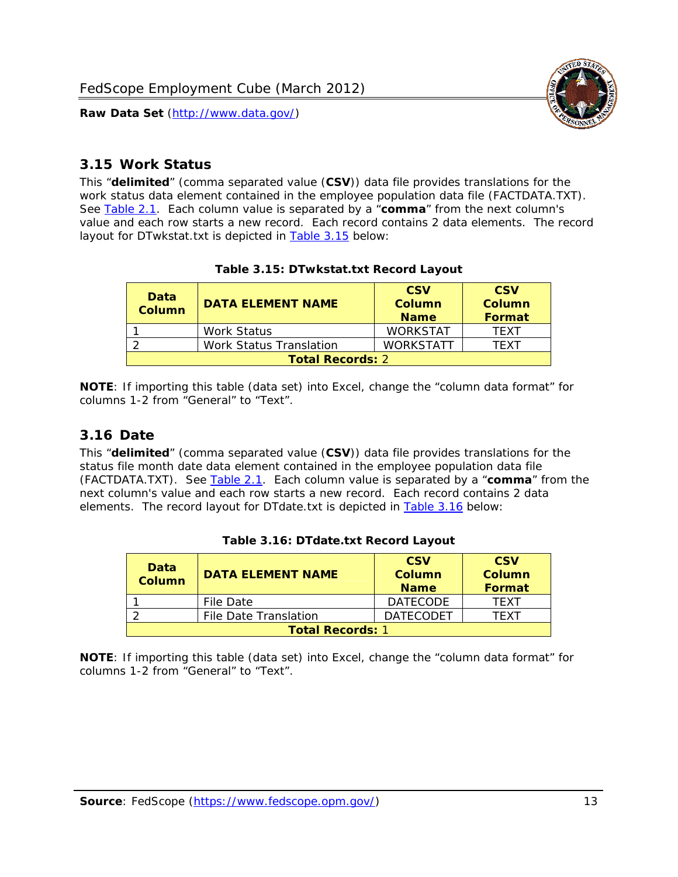## 3.15 Work Status

This "**delimited**" (comma separated value (**CSV**)) data file provides translations for the work status data element contained in the employee population data file (FACTDATA.TXT). See Table 2.1. Each column value is separated by a "**comma**" from the next column's value and each row starts a new record. Each record contains 2 data elements. The record layout for DTwkstat.txt is depicted in Table 3.15 below:

**Table 3.15: DTwkstat.txt Record Layout**

| Data Column | DATA ELEMENT NAME | CSV Column Name | CSV Column Format |
|---|---|---|---|
| 1 | Work Status | WORKSTAT | TEXT |
| 2 | Work Status Translation | WORKSTATT | TEXT |
| **Total Records:** 2 | | | |

**NOTE**: If importing this table (data set) into Excel, change the "column data format" for columns 1-2 from "General" to "Text".

## 3.16 Date

This "**delimited**" (comma separated value (**CSV**)) data file provides translations for the status file month date data element contained in the employee population data file (FACTDATA.TXT). See Table 2.1. Each column value is separated by a "**comma**" from the next column's value and each row starts a new record. Each record contains 2 data elements. The record layout for DTdate.txt is depicted in Table 3.16 below:

**Table 3.16: DTdate.txt Record Layout**

| Data Column | DATA ELEMENT NAME | CSV Column Name | CSV Column Format |
|---|---|---|---|
| 1 | File Date | DATECODE | TEXT |
| 2 | File Date Translation | DATECODET | TEXT |
| **Total Records:** 1 | | | |

**NOTE**: If importing this table (data set) into Excel, change the "column data format" for columns 1-2 from "General" to "Text".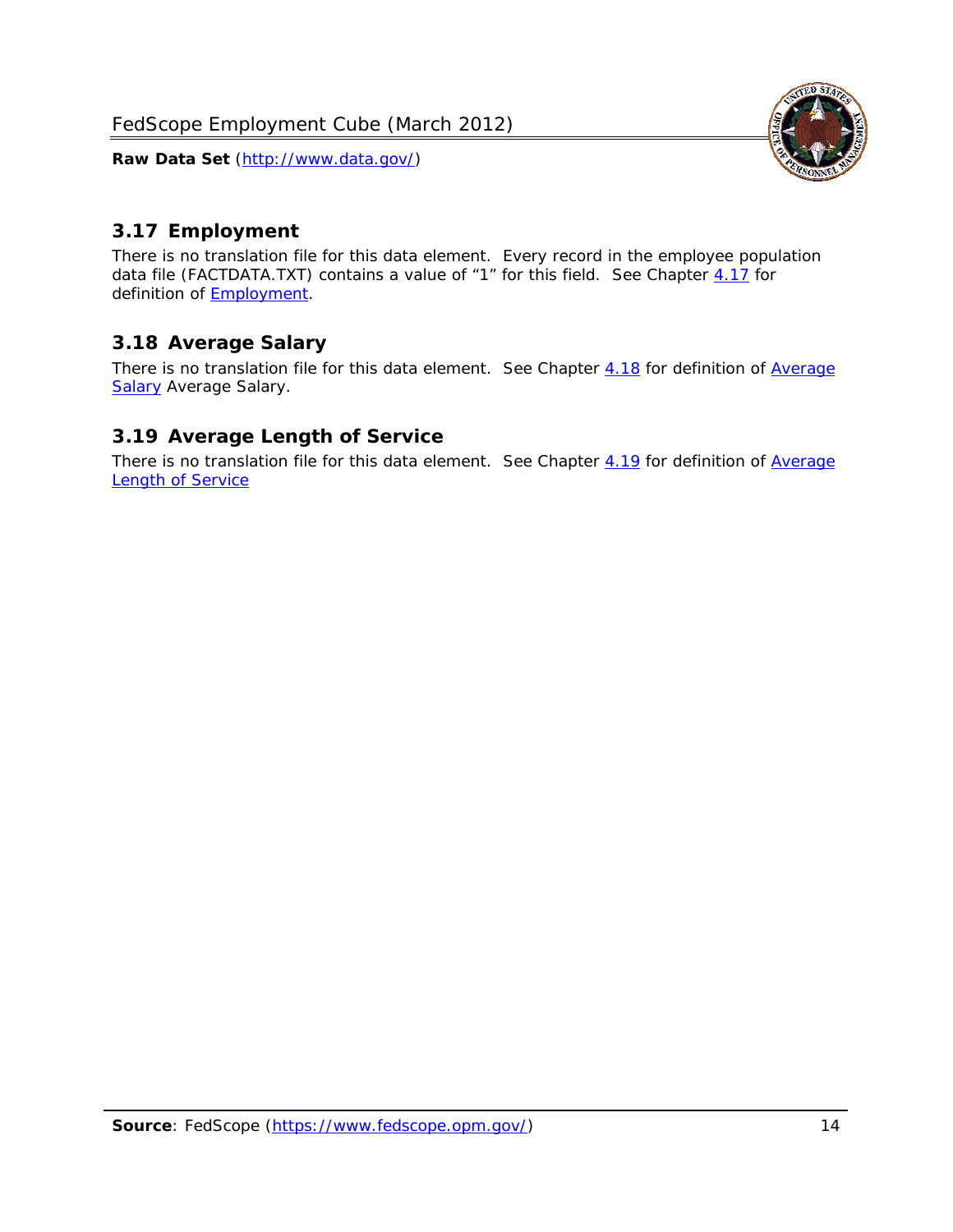## 3.17 Employment

There is no translation file for this data element. Every record in the employee population data file (FACTDATA.TXT) contains a value of "1" for this field. See Chapter 4.17 for definition of Employment.

## 3.18 Average Salary

There is no translation file for this data element. See Chapter 4.18 for definition of Average Salary Average Salary.

## 3.19 Average Length of Service

There is no translation file for this data element. See Chapter 4.19 for definition of Average Length of Service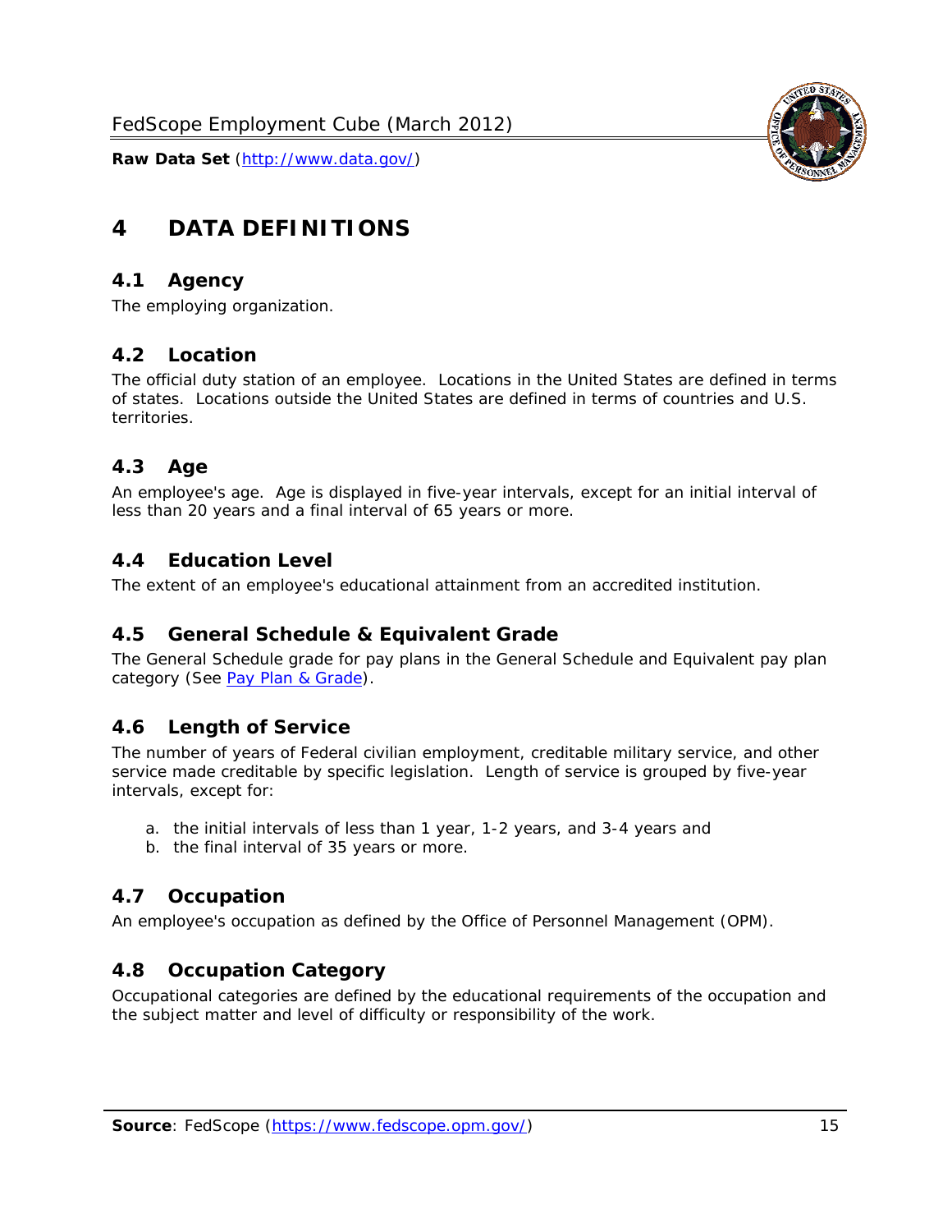# 4 DATA DEFINITIONS

## 4.1 Agency

The employing organization.

## 4.2 Location

The official duty station of an employee. Locations in the United States are defined in terms of states. Locations outside the United States are defined in terms of countries and U.S. territories.

## 4.3 Age

An employee's age. Age is displayed in five-year intervals, except for an initial interval of less than 20 years and a final interval of 65 years or more.

## 4.4 Education Level

The extent of an employee's educational attainment from an accredited institution.

## 4.5 General Schedule & Equivalent Grade

The General Schedule grade for pay plans in the General Schedule and Equivalent pay plan category (See Pay Plan & Grade).

## 4.6 Length of Service

The number of years of Federal civilian employment, creditable military service, and other service made creditable by specific legislation. Length of service is grouped by five-year intervals, except for:

a. the initial intervals of less than 1 year, 1-2 years, and 3-4 years and
b. the final interval of 35 years or more.

## 4.7 Occupation

An employee's occupation as defined by the Office of Personnel Management (OPM).

## 4.8 Occupation Category

Occupational categories are defined by the educational requirements of the occupation and the subject matter and level of difficulty or responsibility of the work.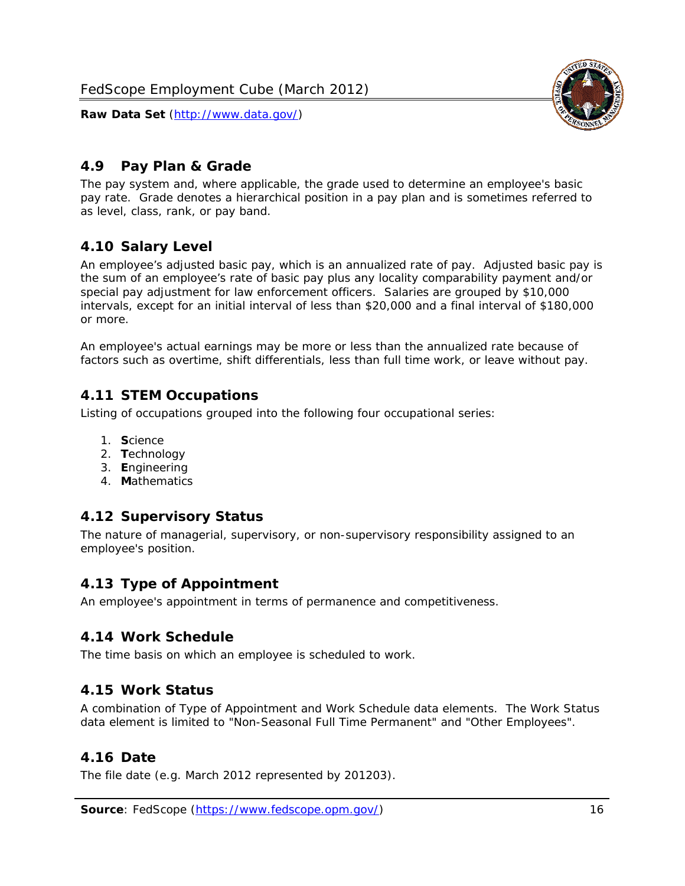## 4.9 Pay Plan & Grade

The pay system and, where applicable, the grade used to determine an employee's basic pay rate. Grade denotes a hierarchical position in a pay plan and is sometimes referred to as level, class, rank, or pay band.

## 4.10 Salary Level

An employee's adjusted basic pay, which is an annualized rate of pay. Adjusted basic pay is the sum of an employee's rate of basic pay plus any locality comparability payment and/or special pay adjustment for law enforcement officers. Salaries are grouped by $10,000 intervals, except for an initial interval of less than $20,000 and a final interval of $180,000 or more.

An employee's actual earnings may be more or less than the annualized rate because of factors such as overtime, shift differentials, less than full time work, or leave without pay.

## 4.11 STEM Occupations

Listing of occupations grouped into the following four occupational series:

1. **S**cience
2. **T**echnology
3. **E**ngineering
4. **M**athematics

## 4.12 Supervisory Status

The nature of managerial, supervisory, or non-supervisory responsibility assigned to an employee's position.

## 4.13 Type of Appointment

An employee's appointment in terms of permanence and competitiveness.

## 4.14 Work Schedule

The time basis on which an employee is scheduled to work.

## 4.15 Work Status

A combination of Type of Appointment and Work Schedule data elements. The Work Status data element is limited to "Non-Seasonal Full Time Permanent" and "Other Employees".

## 4.16 Date

The file date (e.g. March 2012 represented by 201203).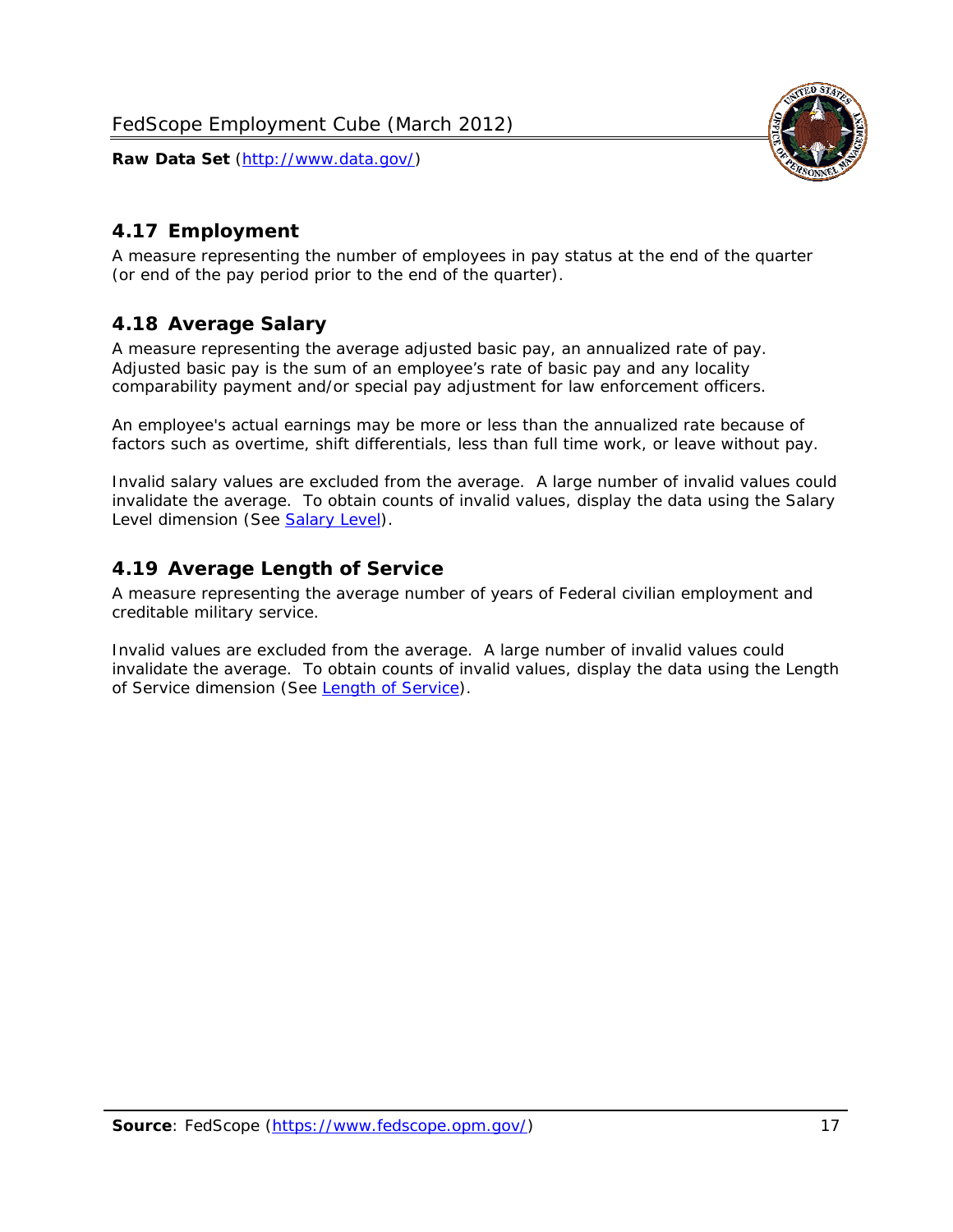## 4.17 Employment

A measure representing the number of employees in pay status at the end of the quarter (or end of the pay period prior to the end of the quarter).

## 4.18 Average Salary

A measure representing the average adjusted basic pay, an annualized rate of pay. Adjusted basic pay is the sum of an employee's rate of basic pay and any locality comparability payment and/or special pay adjustment for law enforcement officers.

An employee's actual earnings may be more or less than the annualized rate because of factors such as overtime, shift differentials, less than full time work, or leave without pay.

Invalid salary values are excluded from the average. A large number of invalid values could invalidate the average. To obtain counts of invalid values, display the data using the Salary Level dimension (See Salary Level).

## 4.19 Average Length of Service

A measure representing the average number of years of Federal civilian employment and creditable military service.

Invalid values are excluded from the average. A large number of invalid values could invalidate the average. To obtain counts of invalid values, display the data using the Length of Service dimension (See Length of Service).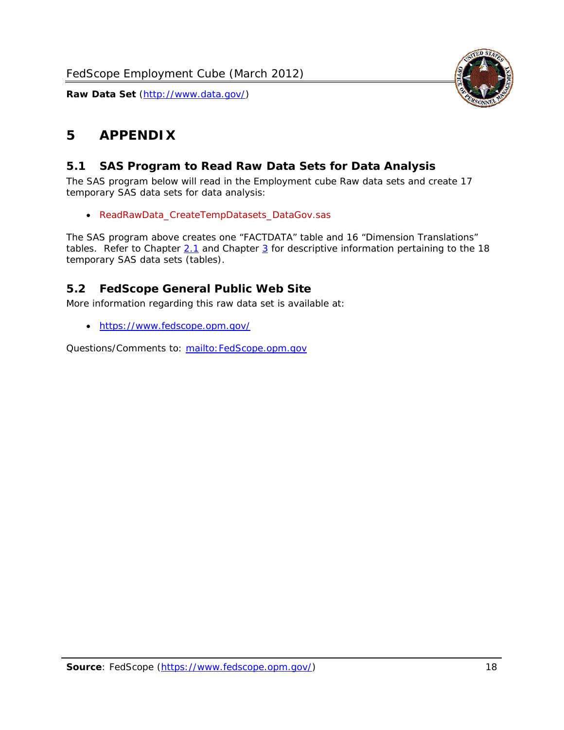# 5 APPENDIX

## 5.1 SAS Program to Read Raw Data Sets for Data Analysis

The SAS program below will read in the Employment cube Raw data sets and create 17 temporary SAS data sets for data analysis:

- ReadRawData_CreateTempDatasets_DataGov.sas

The SAS program above creates one "FACTDATA" table and 16 "Dimension Translations" tables. Refer to Chapter 2.1 and Chapter 3 for descriptive information pertaining to the 18 temporary SAS data sets (tables).

## 5.2 FedScope General Public Web Site

More information regarding this raw data set is available at:

- https://www.fedscope.opm.gov/

Questions/Comments to: mailto:FedScope.opm.gov